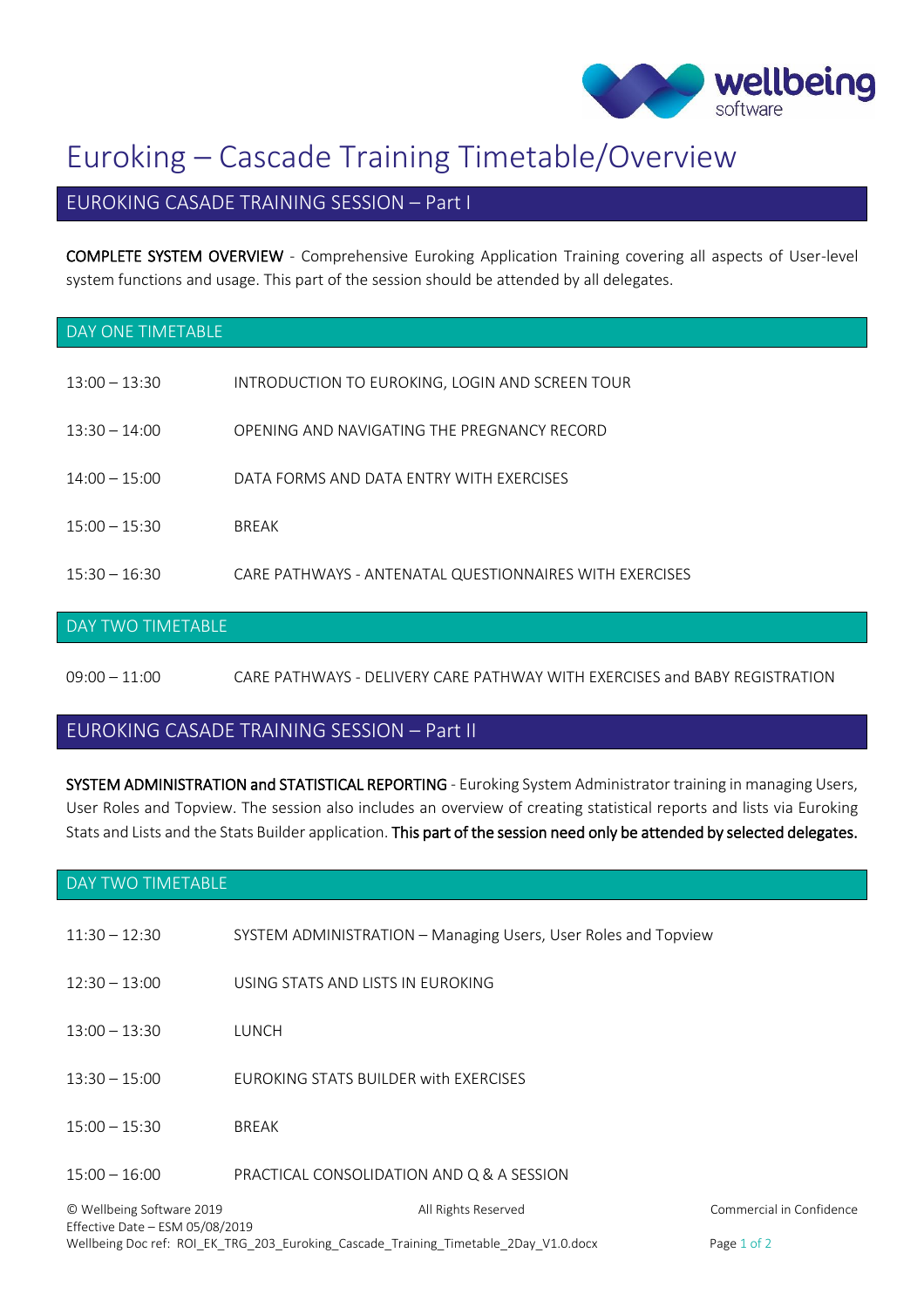# Euroking – Cascade Training Timetable/Overview

## EUROKING CASADE TRAINING SESSION – Part I

COMPLETE SYSTEM OVERVIEW - Comprehensive Euroking Application Training covering all aspects of User-level system functions and usage. This part of the session should be attended by all delegates.

### DAY ONE TIMETABLE

| | |
|---|---|
| 13:00 – 13:30 | INTRODUCTION TO EUROKING, LOGIN AND SCREEN TOUR |
| 13:30 – 14:00 | OPENING AND NAVIGATING THE PREGNANCY RECORD |
| 14:00 – 15:00 | DATA FORMS AND DATA ENTRY WITH EXERCISES |
| 15:00 – 15:30 | BREAK |
| 15:30 – 16:30 | CARE PATHWAYS - ANTENATAL QUESTIONNAIRES WITH EXERCISES |

### DAY TWO TIMETABLE

| | |
|---|---|
| 09:00 – 11:00 | CARE PATHWAYS - DELIVERY CARE PATHWAY WITH EXERCISES and BABY REGISTRATION |

## EUROKING CASADE TRAINING SESSION – Part II

SYSTEM ADMINISTRATION and STATISTICAL REPORTING - Euroking System Administrator training in managing Users, User Roles and Topview. The session also includes an overview of creating statistical reports and lists via Euroking Stats and Lists and the Stats Builder application. **This part of the session need only be attended by selected delegates.**

### DAY TWO TIMETABLE

| | |
|---|---|
| 11:30 – 12:30 | SYSTEM ADMINISTRATION – Managing Users, User Roles and Topview |
| 12:30 – 13:00 | USING STATS AND LISTS IN EUROKING |
| 13:00 – 13:30 | LUNCH |
| 13:30 – 15:00 | EUROKING STATS BUILDER with EXERCISES |
| 15:00 – 15:30 | BREAK |
| 15:00 – 16:00 | PRACTICAL CONSOLIDATION AND Q & A SESSION |

© Wellbeing Software 2019 All Rights Reserved Commercial in Confidence
Effective Date – ESM 05/08/2019
Wellbeing Doc ref: ROI_EK_TRG_203_Euroking_Cascade_Training_Timetable_2Day_V1.0.docx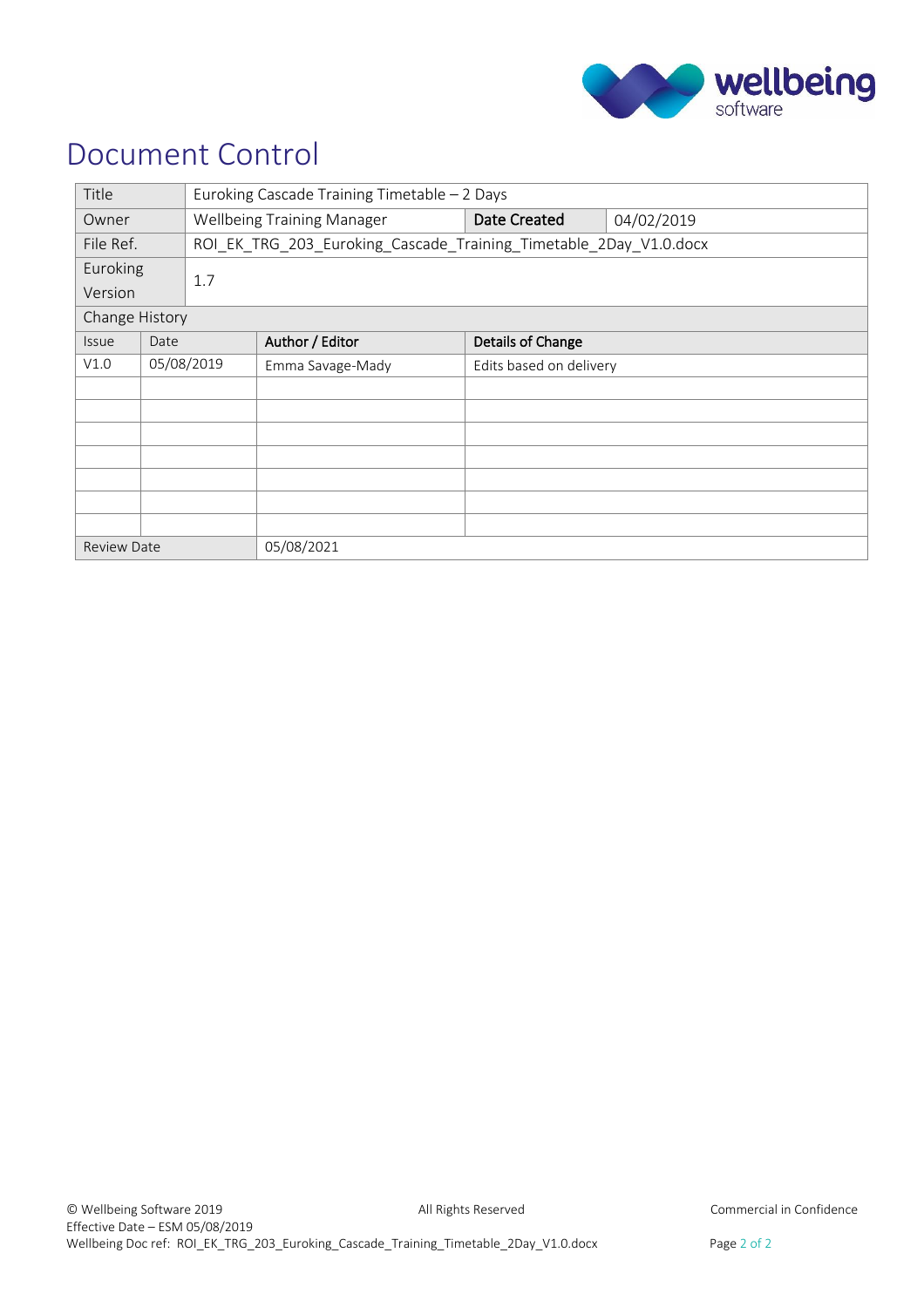# Document Control

| | | | | |
|---|---|---|---|---|
| Title | Euroking Cascade Training Timetable – 2 Days | | | |
| Owner | Wellbeing Training Manager | | **Date Created** | 04/02/2019 |
| File Ref. | ROI_EK_TRG_203_Euroking_Cascade_Training_Timetable_2Day_V1.0.docx | | | |
| Euroking Version | 1.7 | | | |
| Change History | | | | |
| Issue | Date | **Author / Editor** | **Details of Change** | |
| V1.0 | 05/08/2019 | Emma Savage-Mady | Edits based on delivery | |
| | | | | |
| | | | | |
| | | | | |
| | | | | |
| | | | | |
| | | | | |
| | | | | |
| Review Date | | 05/08/2021 | | |